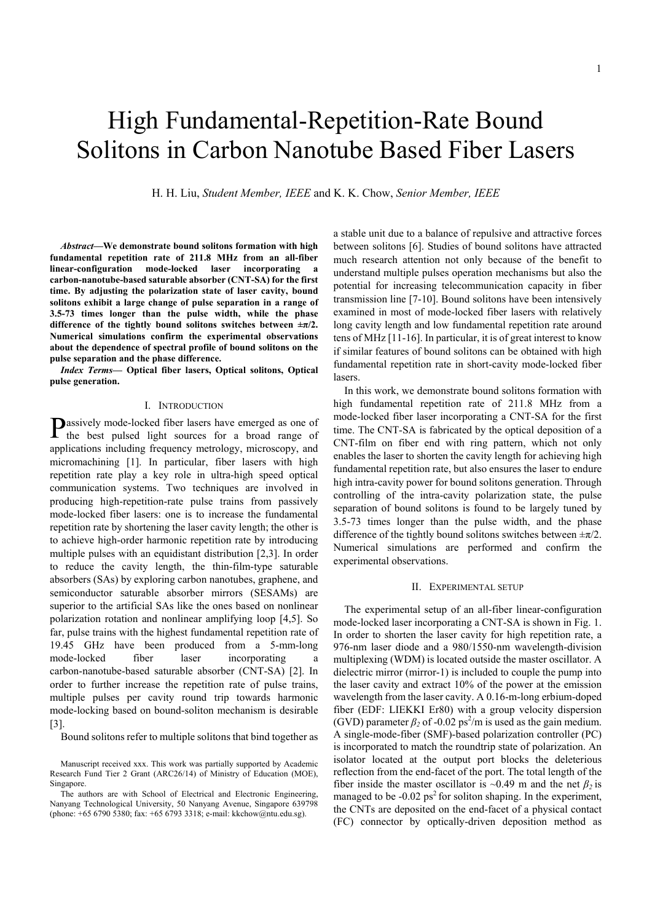# High Fundamental-Repetition-Rate Bound Solitons in Carbon Nanotube Based Fiber Lasers

H. H. Liu, *Student Member, IEEE* and K. K. Chow, *Senior Member, IEEE*

***Abstract*—We demonstrate bound solitons formation with high fundamental repetition rate of 211.8 MHz from an all-fiber linear-configuration mode-locked laser incorporating a carbon-nanotube-based saturable absorber (CNT-SA) for the first time. By adjusting the polarization state of laser cavity, bound solitons exhibit a large change of pulse separation in a range of 3.5-73 times longer than the pulse width, while the phase difference of the tightly bound solitons switches between ±π/2. Numerical simulations confirm the experimental observations about the dependence of spectral profile of bound solitons on the pulse separation and the phase difference.**

***Index Terms*— Optical fiber lasers, Optical solitons, Optical pulse generation.**

## I. Introduction

Passively mode-locked fiber lasers have emerged as one of the best pulsed light sources for a broad range of applications including frequency metrology, microscopy, and micromachining [1]. In particular, fiber lasers with high repetition rate play a key role in ultra-high speed optical communication systems. Two techniques are involved in producing high-repetition-rate pulse trains from passively mode-locked fiber lasers: one is to increase the fundamental repetition rate by shortening the laser cavity length; the other is to achieve high-order harmonic repetition rate by introducing multiple pulses with an equidistant distribution [2,3]. In order to reduce the cavity length, the thin-film-type saturable absorbers (SAs) by exploring carbon nanotubes, graphene, and semiconductor saturable absorber mirrors (SESAMs) are superior to the artificial SAs like the ones based on nonlinear polarization rotation and nonlinear amplifying loop [4,5]. So far, pulse trains with the highest fundamental repetition rate of 19.45 GHz have been produced from a 5-mm-long mode-locked fiber laser incorporating a carbon-nanotube-based saturable absorber (CNT-SA) [2]. In order to further increase the repetition rate of pulse trains, multiple pulses per cavity round trip towards harmonic mode-locking based on bound-soliton mechanism is desirable [3].

Bound solitons refer to multiple solitons that bind together as a stable unit due to a balance of repulsive and attractive forces between solitons [6]. Studies of bound solitons have attracted much research attention not only because of the benefit to understand multiple pulses operation mechanisms but also the potential for increasing telecommunication capacity in fiber transmission line [7-10]. Bound solitons have been intensively examined in most of mode-locked fiber lasers with relatively long cavity length and low fundamental repetition rate around tens of MHz [11-16]. In particular, it is of great interest to know if similar features of bound solitons can be obtained with high fundamental repetition rate in short-cavity mode-locked fiber lasers.

In this work, we demonstrate bound solitons formation with high fundamental repetition rate of 211.8 MHz from a mode-locked fiber laser incorporating a CNT-SA for the first time. The CNT-SA is fabricated by the optical deposition of a CNT-film on fiber end with ring pattern, which not only enables the laser to shorten the cavity length for achieving high fundamental repetition rate, but also ensures the laser to endure high intra-cavity power for bound solitons generation. Through controlling of the intra-cavity polarization state, the pulse separation of bound solitons is found to be largely tuned by 3.5-73 times longer than the pulse width, and the phase difference of the tightly bound solitons switches between ±π/2. Numerical simulations are performed and confirm the experimental observations.

## II. Experimental setup

The experimental setup of an all-fiber linear-configuration mode-locked laser incorporating a CNT-SA is shown in Fig. 1. In order to shorten the laser cavity for high repetition rate, a 976-nm laser diode and a 980/1550-nm wavelength-division multiplexing (WDM) is located outside the master oscillator. A dielectric mirror (mirror-1) is included to couple the pump into the laser cavity and extract 10% of the power at the emission wavelength from the laser cavity. A 0.16-m-long erbium-doped fiber (EDF: LIEKKI Er80) with a group velocity dispersion (GVD) parameter $\beta_2$ of -0.02 ps$^2$/m is used as the gain medium. A single-mode-fiber (SMF)-based polarization controller (PC) is incorporated to match the roundtrip state of polarization. An isolator located at the output port blocks the deleterious reflection from the end-facet of the port. The total length of the fiber inside the master oscillator is ~0.49 m and the net $\beta_2$ is managed to be -0.02 ps$^2$ for soliton shaping. In the experiment, the CNTs are deposited on the end-facet of a physical contact (FC) connector by optically-driven deposition method as

Manuscript received xxx. This work was partially supported by Academic Research Fund Tier 2 Grant (ARC26/14) of Ministry of Education (MOE), Singapore.

The authors are with School of Electrical and Electronic Engineering, Nanyang Technological University, 50 Nanyang Avenue, Singapore 639798 (phone: +65 6790 5380; fax: +65 6793 3318; e-mail: kkchow@ntu.edu.sg).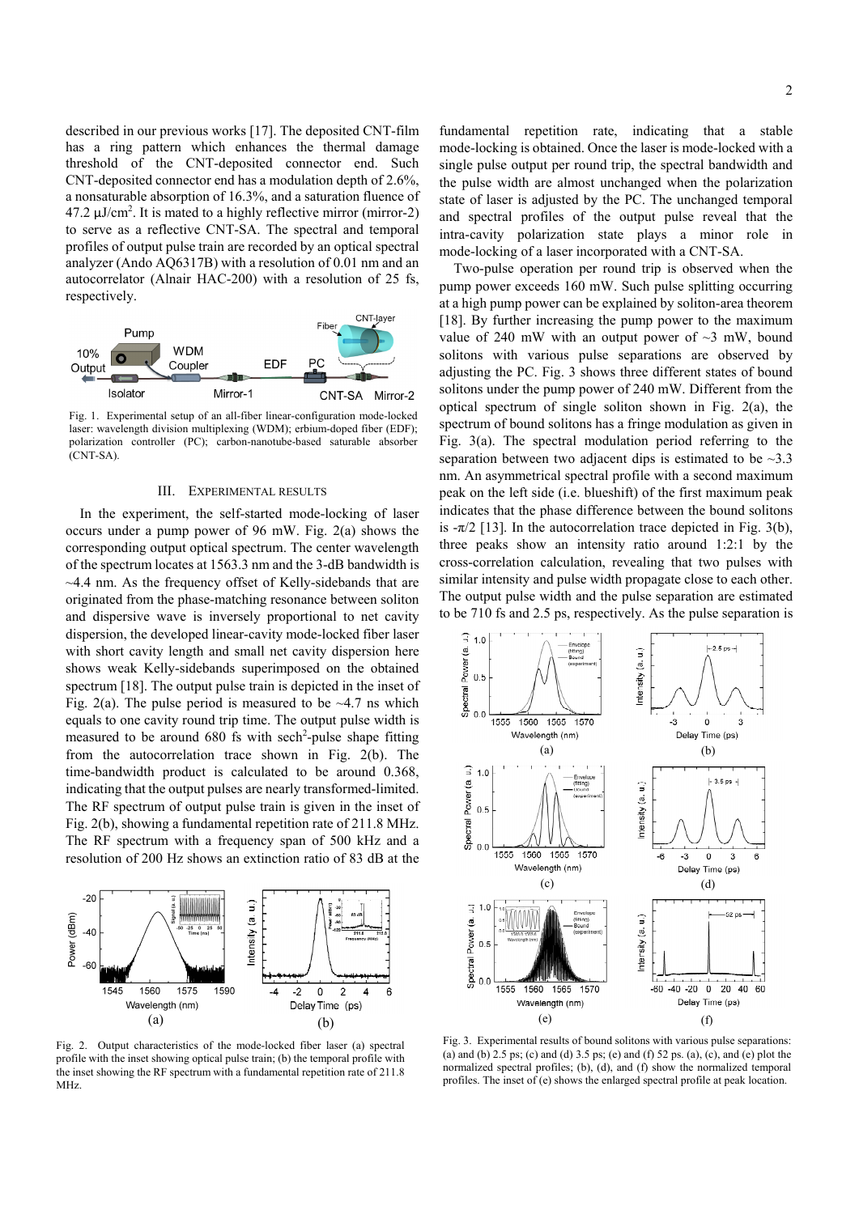described in our previous works [17]. The deposited CNT-film has a ring pattern which enhances the thermal damage threshold of the CNT-deposited connector end. Such CNT-deposited connector end has a modulation depth of 2.6%, a nonsaturable absorption of 16.3%, and a saturation fluence of 47.2 $\mu J/cm^2$. It is mated to a highly reflective mirror (mirror-2) to serve as a reflective CNT-SA. The spectral and temporal profiles of output pulse train are recorded by an optical spectral analyzer (Ando AQ6317B) with a resolution of 0.01 nm and an autocorrelator (Alnair HAC-200) with a resolution of 25 fs, respectively.

Fig. 1. Experimental setup of an all-fiber linear-configuration mode-locked laser: wavelength division multiplexing (WDM); erbium-doped fiber (EDF); polarization controller (PC); carbon-nanotube-based saturable absorber (CNT-SA).

## III. Experimental Results

In the experiment, the self-started mode-locking of laser occurs under a pump power of 96 mW. Fig. 2(a) shows the corresponding output optical spectrum. The center wavelength of the spectrum locates at 1563.3 nm and the 3-dB bandwidth is ~4.4 nm. As the frequency offset of Kelly-sidebands that are originated from the phase-matching resonance between soliton and dispersive wave is inversely proportional to net cavity dispersion, the developed linear-cavity mode-locked fiber laser with short cavity length and small net cavity dispersion here shows weak Kelly-sidebands superimposed on the obtained spectrum [18]. The output pulse train is depicted in the inset of Fig. 2(a). The pulse period is measured to be ~4.7 ns which equals to one cavity round trip time. The output pulse width is measured to be around 680 fs with $sech^2$-pulse shape fitting from the autocorrelation trace shown in Fig. 2(b). The time-bandwidth product is calculated to be around 0.368, indicating that the output pulses are nearly transformed-limited. The RF spectrum of output pulse train is given in the inset of Fig. 2(b), showing a fundamental repetition rate of 211.8 MHz. The RF spectrum with a frequency span of 500 kHz and a resolution of 200 Hz shows an extinction ratio of 83 dB at the fundamental repetition rate, indicating that a stable mode-locking is obtained. Once the laser is mode-locked with a single pulse output per round trip, the spectral bandwidth and the pulse width are almost unchanged when the polarization state of laser is adjusted by the PC. The unchanged temporal and spectral profiles of the output pulse reveal that the intra-cavity polarization state plays a minor role in mode-locking of a laser incorporated with a CNT-SA.

Fig. 2. Output characteristics of the mode-locked fiber laser (a) spectral profile with the inset showing optical pulse train; (b) the temporal profile with the inset showing the RF spectrum with a fundamental repetition rate of 211.8 MHz.

Two-pulse operation per round trip is observed when the pump power exceeds 160 mW. Such pulse splitting occurring at a high pump power can be explained by soliton-area theorem [18]. By further increasing the pump power to the maximum value of 240 mW with an output power of ~3 mW, bound solitons with various pulse separations are observed by adjusting the PC. Fig. 3 shows three different states of bound solitons under the pump power of 240 mW. Different from the optical spectrum of single soliton shown in Fig. 2(a), the spectrum of bound solitons has a fringe modulation as given in Fig. 3(a). The spectral modulation period referring to the separation between two adjacent dips is estimated to be ~3.3 nm. An asymmetrical spectral profile with a second maximum peak on the left side (i.e. blueshift) of the first maximum peak indicates that the phase difference between the bound solitons is $-\pi/2$ [13]. In the autocorrelation trace depicted in Fig. 3(b), three peaks show an intensity ratio around 1:2:1 by the cross-correlation calculation, revealing that two pulses with similar intensity and pulse width propagate close to each other. The output pulse width and the pulse separation are estimated to be 710 fs and 2.5 ps, respectively. As the pulse separation is

Fig. 3. Experimental results of bound solitons with various pulse separations: (a) and (b) 2.5 ps; (c) and (d) 3.5 ps; (e) and (f) 52 ps. (a), (c), and (e) plot the normalized spectral profiles; (b), (d), and (f) show the normalized temporal profiles. The inset of (e) shows the enlarged spectral profile at peak location.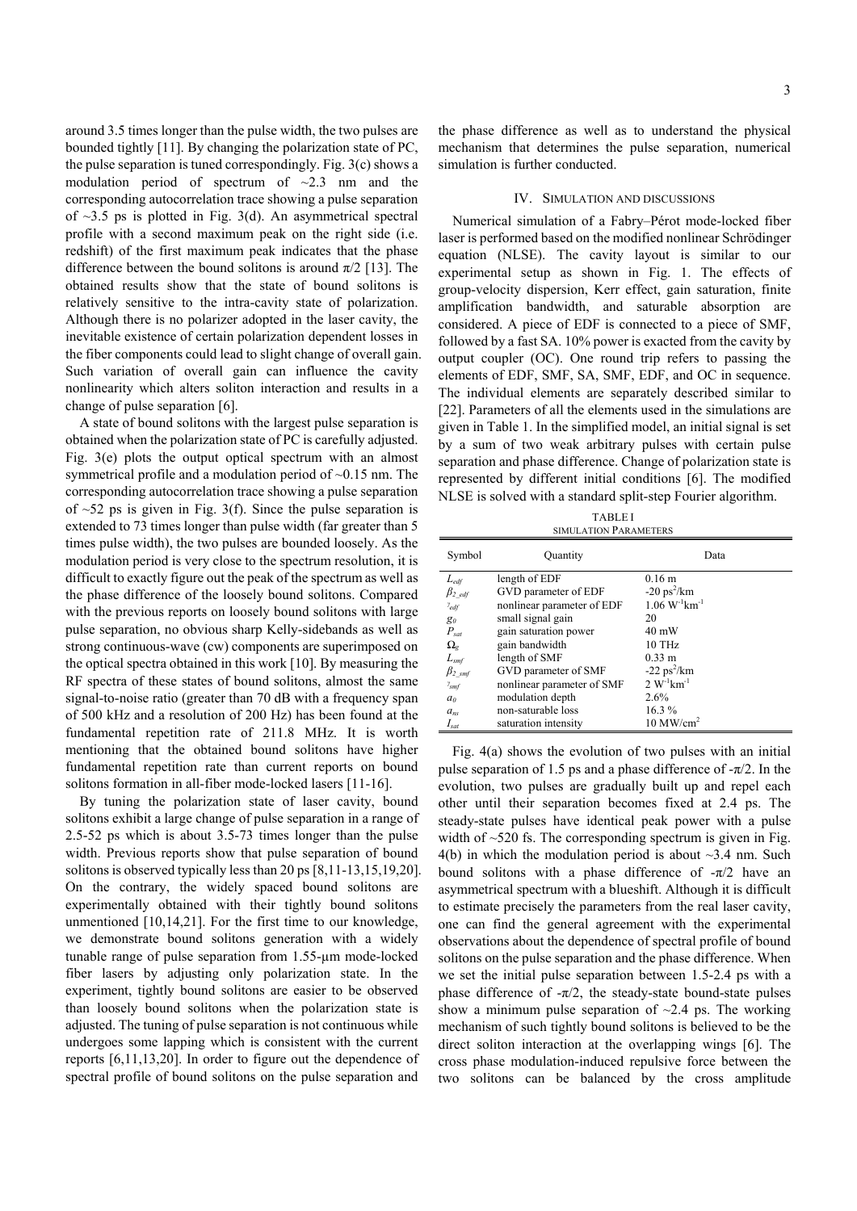around 3.5 times longer than the pulse width, the two pulses are bounded tightly [11]. By changing the polarization state of PC, the pulse separation is tuned correspondingly. Fig. 3(c) shows a modulation period of spectrum of ~2.3 nm and the corresponding autocorrelation trace showing a pulse separation of ~3.5 ps is plotted in Fig. 3(d). An asymmetrical spectral profile with a second maximum peak on the right side (i.e. redshift) of the first maximum peak indicates that the phase difference between the bound solitons is around $\pi/2$ [13]. The obtained results show that the state of bound solitons is relatively sensitive to the intra-cavity state of polarization. Although there is no polarizer adopted in the laser cavity, the inevitable existence of certain polarization dependent losses in the fiber components could lead to slight change of overall gain. Such variation of overall gain can influence the cavity nonlinearity which alters soliton interaction and results in a change of pulse separation [6].

A state of bound solitons with the largest pulse separation is obtained when the polarization state of PC is carefully adjusted. Fig. 3(e) plots the output optical spectrum with an almost symmetrical profile and a modulation period of ~0.15 nm. The corresponding autocorrelation trace showing a pulse separation of ~52 ps is given in Fig. 3(f). Since the pulse separation is extended to 73 times longer than pulse width (far greater than 5 times pulse width), the two pulses are bounded loosely. As the modulation period is very close to the spectrum resolution, it is difficult to exactly figure out the peak of the spectrum as well as the phase difference of the loosely bound solitons. Compared with the previous reports on loosely bound solitons with large pulse separation, no obvious sharp Kelly-sidebands as well as strong continuous-wave (cw) components are superimposed on the optical spectra obtained in this work [10]. By measuring the RF spectra of these states of bound solitons, almost the same signal-to-noise ratio (greater than 70 dB with a frequency span of 500 kHz and a resolution of 200 Hz) has been found at the fundamental repetition rate of 211.8 MHz. It is worth mentioning that the obtained bound solitons have higher fundamental repetition rate than current reports on bound solitons formation in all-fiber mode-locked lasers [11-16].

By tuning the polarization state of laser cavity, bound solitons exhibit a large change of pulse separation in a range of 2.5-52 ps which is about 3.5-73 times longer than the pulse width. Previous reports show that pulse separation of bound solitons is observed typically less than 20 ps [8,11-13,15,19,20]. On the contrary, the widely spaced bound solitons are experimentally obtained with their tightly bound solitons unmentioned [10,14,21]. For the first time to our knowledge, we demonstrate bound solitons generation with a widely tunable range of pulse separation from 1.55-μm mode-locked fiber lasers by adjusting only polarization state. In the experiment, tightly bound solitons are easier to be observed than loosely bound solitons when the polarization state is adjusted. The tuning of pulse separation is not continuous while undergoes some lapping which is consistent with the current reports [6,11,13,20]. In order to figure out the dependence of spectral profile of bound solitons on the pulse separation and the phase difference as well as to understand the physical mechanism that determines the pulse separation, numerical simulation is further conducted.

## IV. Simulation and Discussions

Numerical simulation of a Fabry–Pérot mode-locked fiber laser is performed based on the modified nonlinear Schrödinger equation (NLSE). The cavity layout is similar to our experimental setup as shown in Fig. 1. The effects of group-velocity dispersion, Kerr effect, gain saturation, finite amplification bandwidth, and saturable absorption are considered. A piece of EDF is connected to a piece of SMF, followed by a fast SA. 10% power is exacted from the cavity by output coupler (OC). One round trip refers to passing the elements of EDF, SMF, SA, SMF, EDF, and OC in sequence. The individual elements are separately described similar to [22]. Parameters of all the elements used in the simulations are given in Table 1. In the simplified model, an initial signal is set by a sum of two weak arbitrary pulses with certain pulse separation and phase difference. Change of polarization state is represented by different initial conditions [6]. The modified NLSE is solved with a standard split-step Fourier algorithm.

TABLE I
SIMULATION PARAMETERS

| Symbol | Quantity | Data |
| --- | --- | --- |
| $L_{edf}$ | length of EDF | 0.16 m |
| $\beta_{2\_edf}$ | GVD parameter of EDF | -20 ps$^2$/km |
| $\gamma_{edf}$ | nonlinear parameter of EDF | 1.06 W$^{-1}$km$^{-1}$ |
| $g_0$ | small signal gain | 20 |
| $P_{sat}$ | gain saturation power | 40 mW |
| $\Omega_g$ | gain bandwidth | 10 THz |
| $L_{smf}$ | length of SMF | 0.33 m |
| $\beta_{2\_smf}$ | GVD parameter of SMF | -22 ps$^2$/km |
| $\gamma_{smf}$ | nonlinear parameter of SMF | 2 W$^{-1}$km$^{-1}$ |
| $a_0$ | modulation depth | 2.6% |
| $a_{ns}$ | non-saturable loss | 16.3 % |
| $I_{sat}$ | saturation intensity | 10 MW/cm$^2$ |

Fig. 4(a) shows the evolution of two pulses with an initial pulse separation of 1.5 ps and a phase difference of $-\pi/2$. In the evolution, two pulses are gradually built up and repel each other until their separation becomes fixed at 2.4 ps. The steady-state pulses have identical peak power with a pulse width of ~520 fs. The corresponding spectrum is given in Fig. 4(b) in which the modulation period is about ~3.4 nm. Such bound solitons with a phase difference of $-\pi/2$ have an asymmetrical spectrum with a blueshift. Although it is difficult to estimate precisely the parameters from the real laser cavity, one can find the general agreement with the experimental observations about the dependence of spectral profile of bound solitons on the pulse separation and the phase difference. When we set the initial pulse separation between 1.5-2.4 ps with a phase difference of $-\pi/2$, the steady-state bound-state pulses show a minimum pulse separation of ~2.4 ps. The working mechanism of such tightly bound solitons is believed to be the direct soliton interaction at the overlapping wings [6]. The cross phase modulation-induced repulsive force between the two solitons can be balanced by the cross amplitude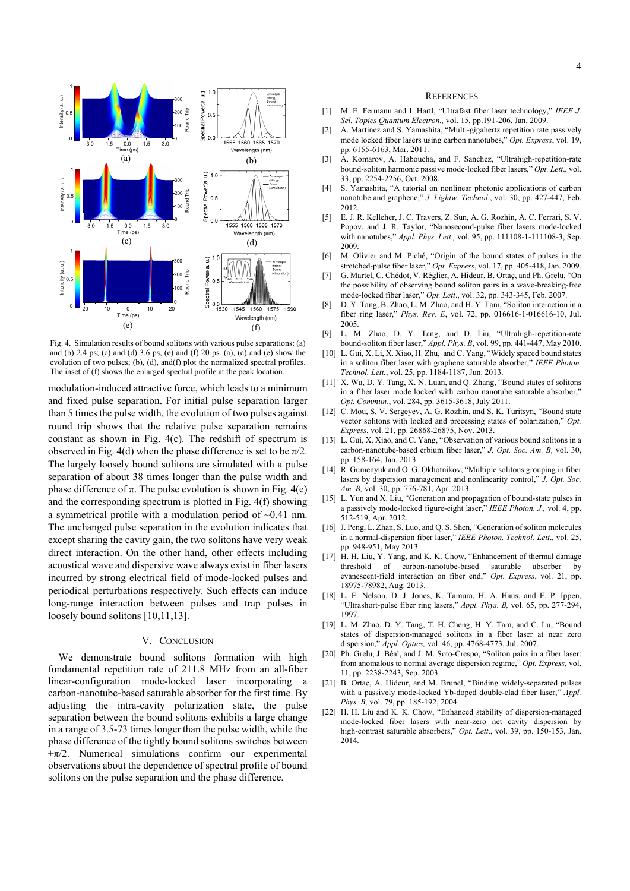Fig. 4. Simulation results of bound solitons with various pulse separations: (a) and (b) 2.4 ps; (c) and (d) 3.6 ps, (e) and (f) 20 ps. (a), (c) and (e) show the evolution of two pulses; (b), (d), and(f) plot the normalized spectral profiles. The inset of (f) shows the enlarged spectral profile at the peak location.

modulation-induced attractive force, which leads to a minimum and fixed pulse separation. For initial pulse separation larger than 5 times the pulse width, the evolution of two pulses against round trip shows that the relative pulse separation remains constant as shown in Fig. 4(c). The redshift of spectrum is observed in Fig. 4(d) when the phase difference is set to be $\pi/2$. The largely loosely bound solitons are simulated with a pulse separation of about 38 times longer than the pulse width and phase difference of $\pi$. The pulse evolution is shown in Fig. 4(e) and the corresponding spectrum is plotted in Fig. 4(f) showing a symmetrical profile with a modulation period of ~0.41 nm. The unchanged pulse separation in the evolution indicates that except sharing the cavity gain, the two solitons have very weak direct interaction. On the other hand, other effects including acoustical wave and dispersive wave always exist in fiber lasers incurred by strong electrical field of mode-locked pulses and periodical perturbations respectively. Such effects can induce long-range interaction between pulses and trap pulses in loosely bound solitons [10,11,13].

## V. Conclusion

We demonstrate bound solitons formation with high fundamental repetition rate of 211.8 MHz from an all-fiber linear-configuration mode-locked laser incorporating a carbon-nanotube-based saturable absorber for the first time. By adjusting the intra-cavity polarization state, the pulse separation between the bound solitons exhibits a large change in a range of 3.5-73 times longer than the pulse width, while the phase difference of the tightly bound solitons switches between $\pm\pi/2$. Numerical simulations confirm our experimental observations about the dependence of spectral profile of bound solitons on the pulse separation and the phase difference.

## References

[1] M. E. Fermann and I. Hartl, "Ultrafast fiber laser technology," *IEEE J. Sel. Topics Quantum Electron.,* vol. 15, pp.191-206, Jan. 2009.

[2] A. Martinez and S. Yamashita, "Multi-gigahertz repetition rate passively mode locked fiber lasers using carbon nanotubes," *Opt. Express*, vol. 19, pp. 6155-6163, Mar. 2011.

[3] A. Komarov, A. Haboucha, and F. Sanchez, "Ultrahigh-repetition-rate bound-soliton harmonic passive mode-locked fiber lasers," *Opt. Lett*., vol. 33, pp. 2254-2256, Oct. 2008.

[4] S. Yamashita, "A tutorial on nonlinear photonic applications of carbon nanotube and graphene," *J. Lightw. Technol*., vol. 30, pp. 427-447, Feb. 2012.

[5] E. J. R. Kelleher, J. C. Travers, Z. Sun, A. G. Rozhin, A. C. Ferrari, S. V. Popov, and J. R. Taylor, "Nanosecond-pulse fiber lasers mode-locked with nanotubes," *Appl. Phys. Lett.,* vol. 95, pp. 111108-1-111108-3, Sep. 2009.

[6] M. Olivier and M. Piché, "Origin of the bound states of pulses in the stretched-pulse fiber laser," *Opt. Express*, vol. 17, pp. 405-418, Jan. 2009.

[7] G. Martel, C. Chédot, V. Réglier, A. Hideur, B. Ortaç, and Ph. Grelu, "On the possibility of observing bound soliton pairs in a wave-breaking-free mode-locked fiber laser," *Opt. Lett*., vol. 32, pp. 343-345, Feb. 2007.

[8] D. Y. Tang, B. Zhao, L. M. Zhao, and H. Y. Tam, "Soliton interaction in a fiber ring laser," *Phys. Rev. E*, vol. 72, pp. 016616-1-016616-10, Jul. 2005.

[9] L. M. Zhao, D. Y. Tang, and D. Liu, "Ultrahigh-repetition-rate bound-soliton fiber laser," *Appl. Phys. B*, vol. 99, pp. 441-447, May 2010.

[10] L. Gui, X. Li, X. Xiao, H. Zhu, and C. Yang, "Widely spaced bound states in a soliton fiber laser with graphene saturable absorber," *IEEE Photon. Technol. Lett.*, vol. 25, pp. 1184-1187, Jun. 2013.

[11] X. Wu, D. Y. Tang, X. N. Luan, and Q. Zhang, "Bound states of solitons in a fiber laser mode locked with carbon nanotube saturable absorber," *Opt. Commun*., vol. 284, pp. 3615-3618, July 2011.

[12] C. Mou, S. V. Sergeyev, A. G. Rozhin, and S. K. Turitsyn, "Bound state vector solitons with locked and precessing states of polarization," *Opt. Express*, vol. 21, pp. 26868-26875, Nov. 2013.

[13] L. Gui, X. Xiao, and C. Yang, "Observation of various bound solitons in a carbon-nanotube-based erbium fiber laser," *J. Opt. Soc. Am. B,* vol. 30, pp. 158-164, Jan. 2013.

[14] R. Gumenyuk and O. G. Okhotnikov, "Multiple solitons grouping in fiber lasers by dispersion management and nonlinearity control," *J. Opt. Soc. Am. B,* vol. 30, pp. 776-781, Apr. 2013.

[15] L. Yun and X. Liu, "Generation and propagation of bound-state pulses in a passively mode-locked figure-eight laser," *IEEE Photon. J.,* vol. 4, pp. 512-519, Apr. 2012.

[16] J. Peng, L. Zhan, S. Luo, and Q. S. Shen, "Generation of soliton molecules in a normal-dispersion fiber laser," *IEEE Photon. Technol. Lett*., vol. 25, pp. 948-951, May 2013.

[17] H. H. Liu, Y. Yang, and K. K. Chow, "Enhancement of thermal damage threshold of carbon-nanotube-based saturable absorber by evanescent-field interaction on fiber end," *Opt. Express*, vol. 21, pp. 18975-78982, Aug. 2013.

[18] L. E. Nelson, D. J. Jones, K. Tamura, H. A. Haus, and E. P. Ippen, "Ultrashort-pulse fiber ring lasers," *Appl. Phys. B,* vol. 65, pp. 277-294, 1997.

[19] L. M. Zhao, D. Y. Tang, T. H. Cheng, H. Y. Tam, and C. Lu, "Bound states of dispersion-managed solitons in a fiber laser at near zero dispersion," *Appl. Optics,* vol. 46, pp. 4768-4773, Jul. 2007.

[20] Ph. Grelu, J. Béal, and J. M. Soto-Crespo, "Soliton pairs in a fiber laser: from anomalous to normal average dispersion regime," *Opt. Express*, vol. 11, pp. 2238-2243, Sep. 2003.

[21] B. Ortaç, A. Hideur, and M. Brunel, "Binding widely-separated pulses with a passively mode-locked Yb-doped double-clad fiber laser," *Appl. Phys. B,* vol. 79, pp. 185-192, 2004.

[22] H. H. Liu and K. K. Chow, "Enhanced stability of dispersion-managed mode-locked fiber lasers with near-zero net cavity dispersion by high-contrast saturable absorbers," *Opt. Lett*., vol. 39, pp. 150-153, Jan. 2014.